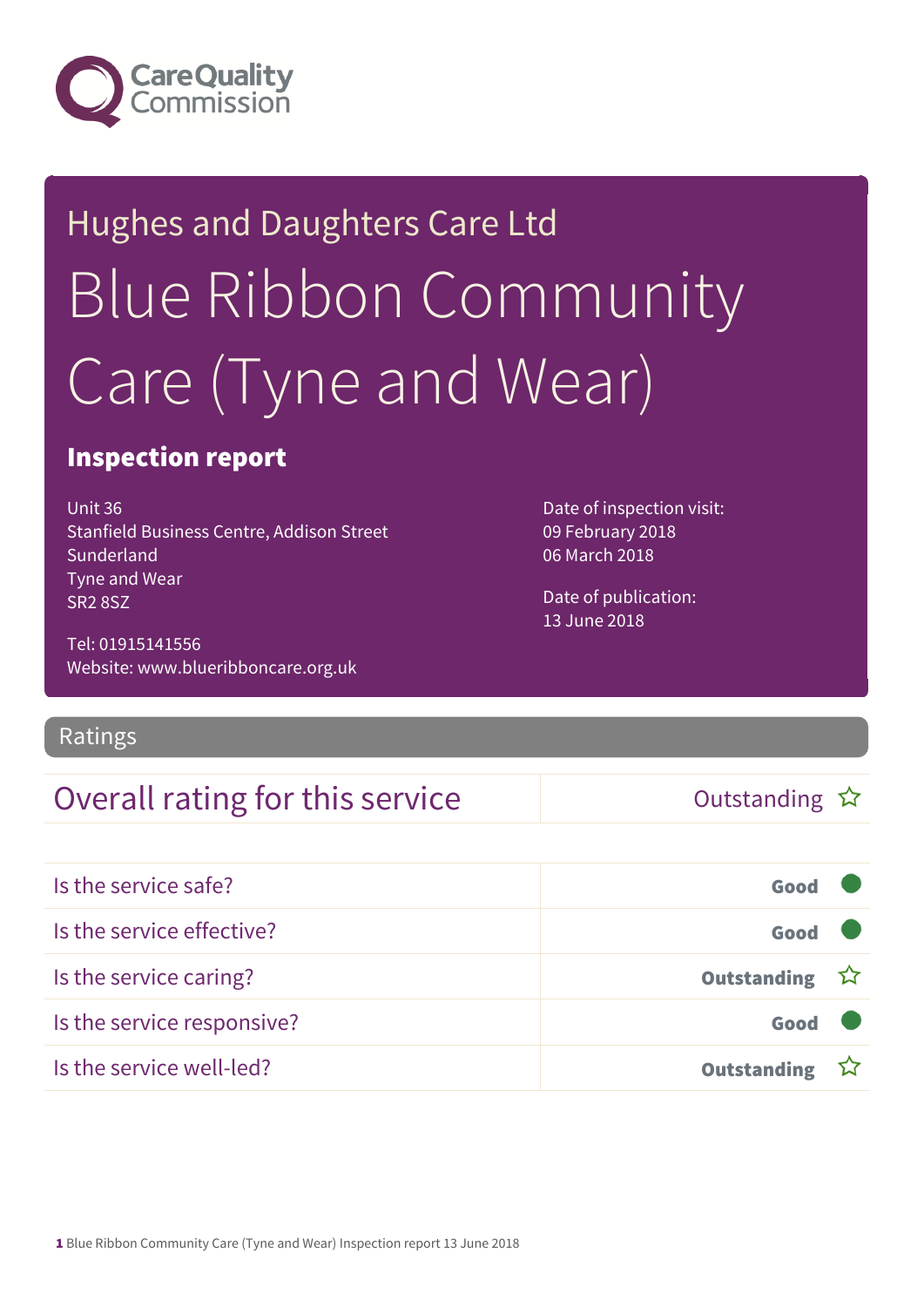Care Quality Commission

# Hughes and Daughters Care Ltd

# Blue Ribbon Community Care (Tyne and Wear)

## Inspection report

Unit 36
Stanfield Business Centre, Addison Street
Sunderland
Tyne and Wear
SR2 8SZ

Tel: 01915141556
Website: www.blueribboncare.org.uk

Date of inspection visit:
09 February 2018
06 March 2018

Date of publication:
13 June 2018

## Ratings

| Overall rating for this service | Outstanding ☆ |
| --- | --- |

| | |
| --- | --- |
| Is the service safe? | Good ● |
| Is the service effective? | Good ● |
| Is the service caring? | Outstanding ☆ |
| Is the service responsive? | Good ● |
| Is the service well-led? | Outstanding ☆ |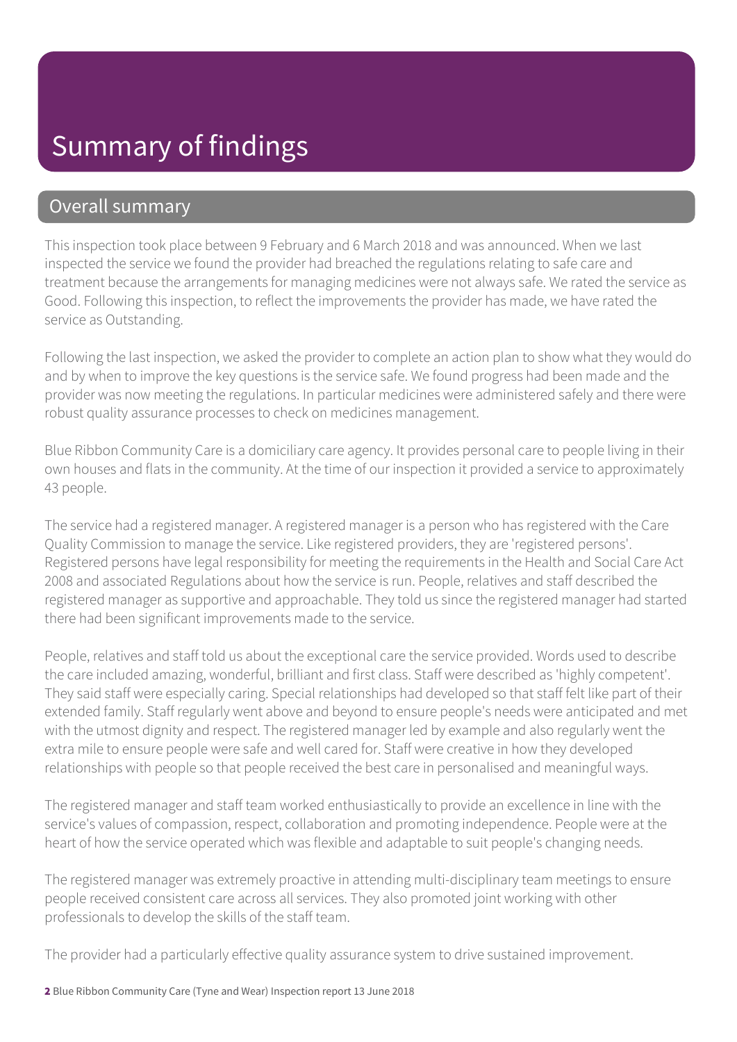# Summary of findings

## Overall summary

This inspection took place between 9 February and 6 March 2018 and was announced. When we last inspected the service we found the provider had breached the regulations relating to safe care and treatment because the arrangements for managing medicines were not always safe. We rated the service as Good. Following this inspection, to reflect the improvements the provider has made, we have rated the service as Outstanding.

Following the last inspection, we asked the provider to complete an action plan to show what they would do and by when to improve the key questions is the service safe. We found progress had been made and the provider was now meeting the regulations. In particular medicines were administered safely and there were robust quality assurance processes to check on medicines management.

Blue Ribbon Community Care is a domiciliary care agency. It provides personal care to people living in their own houses and flats in the community. At the time of our inspection it provided a service to approximately 43 people.

The service had a registered manager. A registered manager is a person who has registered with the Care Quality Commission to manage the service. Like registered providers, they are 'registered persons'. Registered persons have legal responsibility for meeting the requirements in the Health and Social Care Act 2008 and associated Regulations about how the service is run. People, relatives and staff described the registered manager as supportive and approachable. They told us since the registered manager had started there had been significant improvements made to the service.

People, relatives and staff told us about the exceptional care the service provided. Words used to describe the care included amazing, wonderful, brilliant and first class. Staff were described as 'highly competent'. They said staff were especially caring. Special relationships had developed so that staff felt like part of their extended family. Staff regularly went above and beyond to ensure people's needs were anticipated and met with the utmost dignity and respect. The registered manager led by example and also regularly went the extra mile to ensure people were safe and well cared for. Staff were creative in how they developed relationships with people so that people received the best care in personalised and meaningful ways.

The registered manager and staff team worked enthusiastically to provide an excellence in line with the service's values of compassion, respect, collaboration and promoting independence. People were at the heart of how the service operated which was flexible and adaptable to suit people's changing needs.

The registered manager was extremely proactive in attending multi-disciplinary team meetings to ensure people received consistent care across all services. They also promoted joint working with other professionals to develop the skills of the staff team.

The provider had a particularly effective quality assurance system to drive sustained improvement.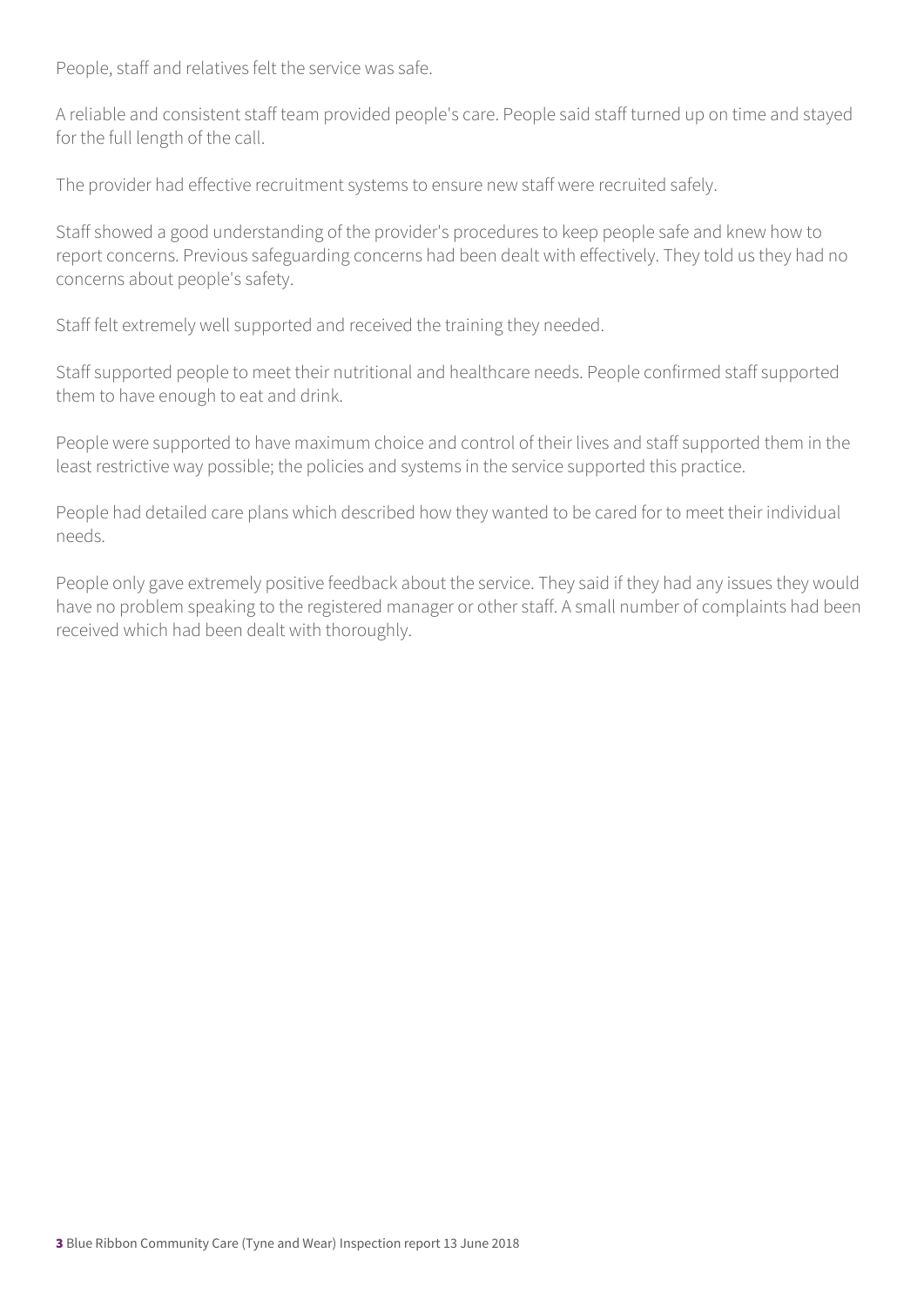People, staff and relatives felt the service was safe.

A reliable and consistent staff team provided people's care. People said staff turned up on time and stayed for the full length of the call.

The provider had effective recruitment systems to ensure new staff were recruited safely.

Staff showed a good understanding of the provider's procedures to keep people safe and knew how to report concerns. Previous safeguarding concerns had been dealt with effectively. They told us they had no concerns about people's safety.

Staff felt extremely well supported and received the training they needed.

Staff supported people to meet their nutritional and healthcare needs. People confirmed staff supported them to have enough to eat and drink.

People were supported to have maximum choice and control of their lives and staff supported them in the least restrictive way possible; the policies and systems in the service supported this practice.

People had detailed care plans which described how they wanted to be cared for to meet their individual needs.

People only gave extremely positive feedback about the service. They said if they had any issues they would have no problem speaking to the registered manager or other staff. A small number of complaints had been received which had been dealt with thoroughly.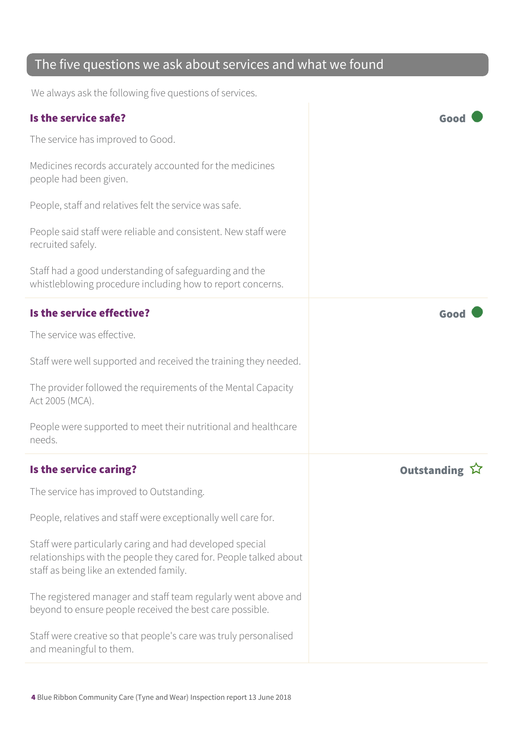## The five questions we ask about services and what we found

We always ask the following five questions of services.

### Is the service safe?

**Good**

The service has improved to Good.

Medicines records accurately accounted for the medicines people had been given.

People, staff and relatives felt the service was safe.

People said staff were reliable and consistent. New staff were recruited safely.

Staff had a good understanding of safeguarding and the whistleblowing procedure including how to report concerns.

### Is the service effective?

**Good**

The service was effective.

Staff were well supported and received the training they needed.

The provider followed the requirements of the Mental Capacity Act 2005 (MCA).

People were supported to meet their nutritional and healthcare needs.

### Is the service caring?

**Outstanding** ☆

The service has improved to Outstanding.

People, relatives and staff were exceptionally well care for.

Staff were particularly caring and had developed special relationships with the people they cared for. People talked about staff as being like an extended family.

The registered manager and staff team regularly went above and beyond to ensure people received the best care possible.

Staff were creative so that people's care was truly personalised and meaningful to them.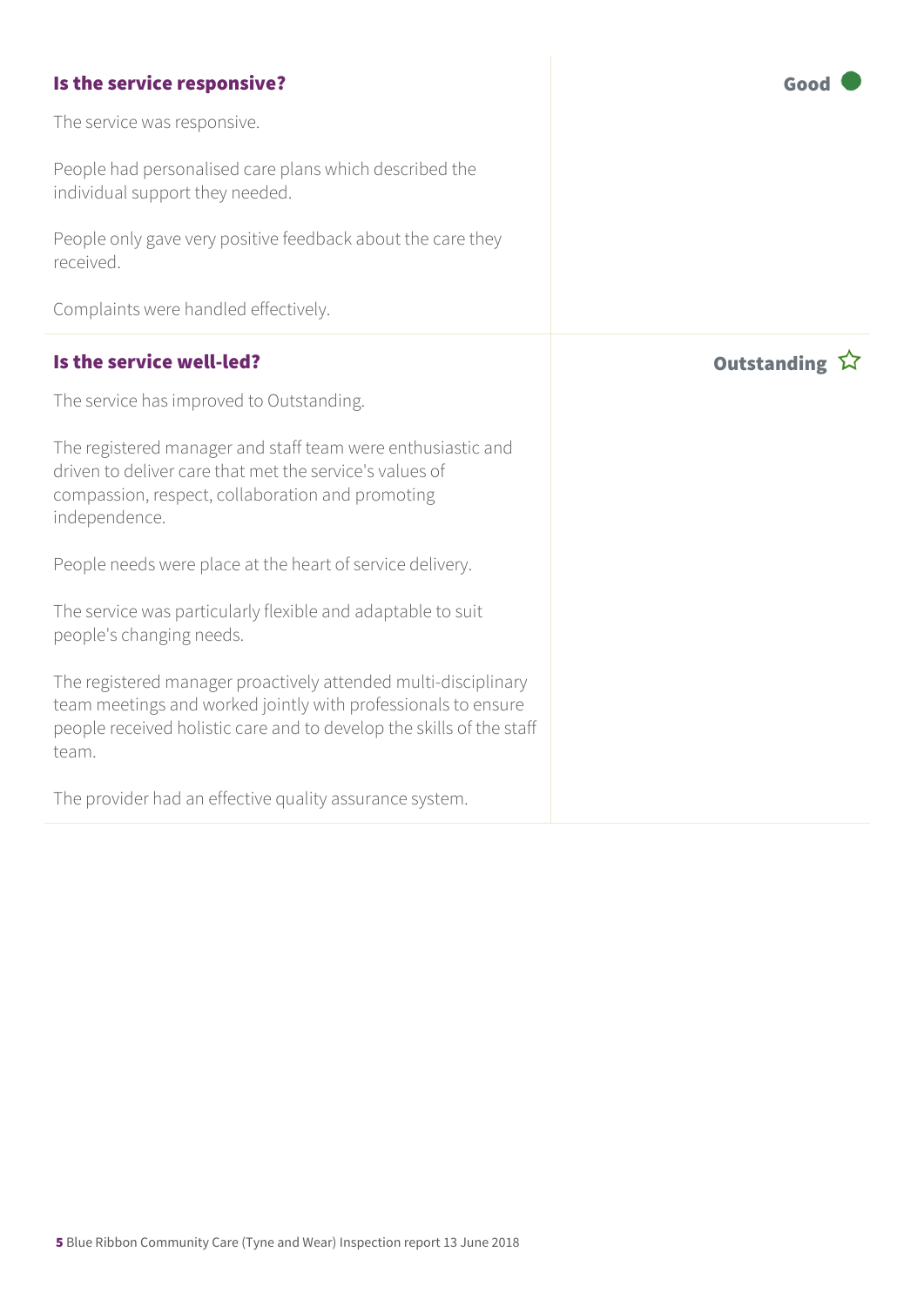### Is the service responsive?

**Good**

The service was responsive.

People had personalised care plans which described the individual support they needed.

People only gave very positive feedback about the care they received.

Complaints were handled effectively.

### Is the service well-led?

**Outstanding** ☆

The service has improved to Outstanding.

The registered manager and staff team were enthusiastic and driven to deliver care that met the service's values of compassion, respect, collaboration and promoting independence.

People needs were place at the heart of service delivery.

The service was particularly flexible and adaptable to suit people's changing needs.

The registered manager proactively attended multi-disciplinary team meetings and worked jointly with professionals to ensure people received holistic care and to develop the skills of the staff team.

The provider had an effective quality assurance system.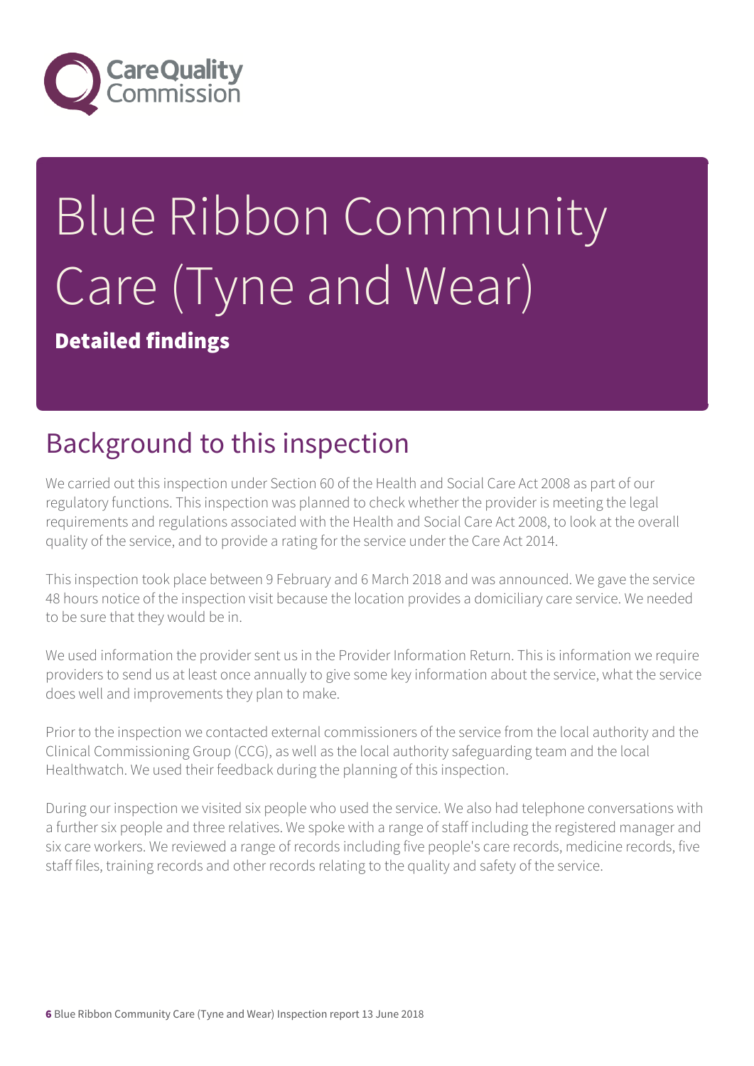# Blue Ribbon Community Care (Tyne and Wear)

**Detailed findings**

## Background to this inspection

We carried out this inspection under Section 60 of the Health and Social Care Act 2008 as part of our regulatory functions. This inspection was planned to check whether the provider is meeting the legal requirements and regulations associated with the Health and Social Care Act 2008, to look at the overall quality of the service, and to provide a rating for the service under the Care Act 2014.

This inspection took place between 9 February and 6 March 2018 and was announced. We gave the service 48 hours notice of the inspection visit because the location provides a domiciliary care service. We needed to be sure that they would be in.

We used information the provider sent us in the Provider Information Return. This is information we require providers to send us at least once annually to give some key information about the service, what the service does well and improvements they plan to make.

Prior to the inspection we contacted external commissioners of the service from the local authority and the Clinical Commissioning Group (CCG), as well as the local authority safeguarding team and the local Healthwatch. We used their feedback during the planning of this inspection.

During our inspection we visited six people who used the service. We also had telephone conversations with a further six people and three relatives. We spoke with a range of staff including the registered manager and six care workers. We reviewed a range of records including five people's care records, medicine records, five staff files, training records and other records relating to the quality and safety of the service.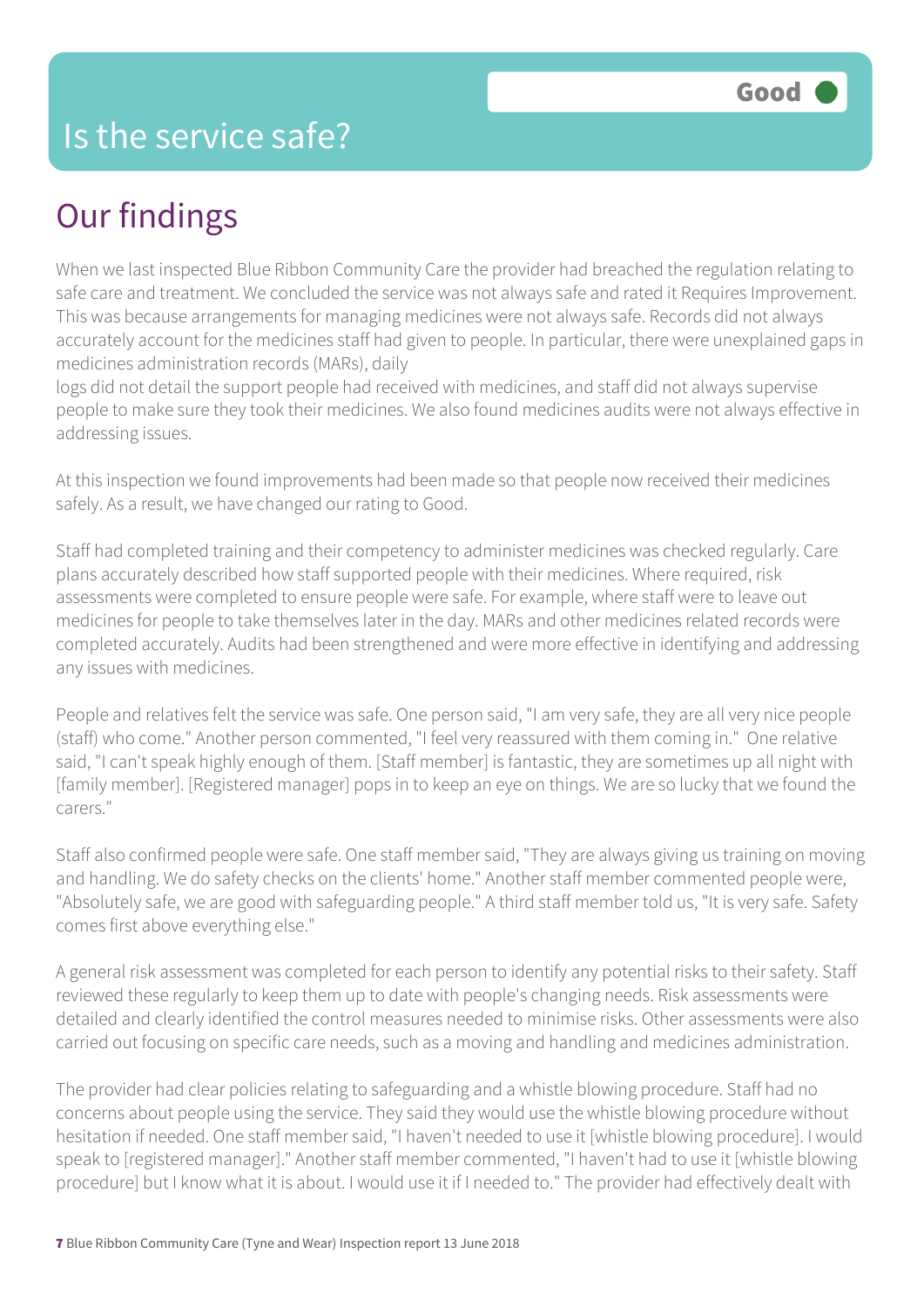# Is the service safe?

**Good**

## Our findings

When we last inspected Blue Ribbon Community Care the provider had breached the regulation relating to safe care and treatment. We concluded the service was not always safe and rated it Requires Improvement. This was because arrangements for managing medicines were not always safe. Records did not always accurately account for the medicines staff had given to people. In particular, there were unexplained gaps in medicines administration records (MARs), daily logs did not detail the support people had received with medicines, and staff did not always supervise people to make sure they took their medicines. We also found medicines audits were not always effective in addressing issues.

At this inspection we found improvements had been made so that people now received their medicines safely. As a result, we have changed our rating to Good.

Staff had completed training and their competency to administer medicines was checked regularly. Care plans accurately described how staff supported people with their medicines. Where required, risk assessments were completed to ensure people were safe. For example, where staff were to leave out medicines for people to take themselves later in the day. MARs and other medicines related records were completed accurately. Audits had been strengthened and were more effective in identifying and addressing any issues with medicines.

People and relatives felt the service was safe. One person said, "I am very safe, they are all very nice people (staff) who come." Another person commented, "I feel very reassured with them coming in." One relative said, "I can't speak highly enough of them. [Staff member] is fantastic, they are sometimes up all night with [family member]. [Registered manager] pops in to keep an eye on things. We are so lucky that we found the carers."

Staff also confirmed people were safe. One staff member said, "They are always giving us training on moving and handling. We do safety checks on the clients' home." Another staff member commented people were, "Absolutely safe, we are good with safeguarding people." A third staff member told us, "It is very safe. Safety comes first above everything else."

A general risk assessment was completed for each person to identify any potential risks to their safety. Staff reviewed these regularly to keep them up to date with people's changing needs. Risk assessments were detailed and clearly identified the control measures needed to minimise risks. Other assessments were also carried out focusing on specific care needs, such as a moving and handling and medicines administration.

The provider had clear policies relating to safeguarding and a whistle blowing procedure. Staff had no concerns about people using the service. They said they would use the whistle blowing procedure without hesitation if needed. One staff member said, "I haven't needed to use it [whistle blowing procedure]. I would speak to [registered manager]." Another staff member commented, "I haven't had to use it [whistle blowing procedure] but I know what it is about. I would use it if I needed to." The provider had effectively dealt with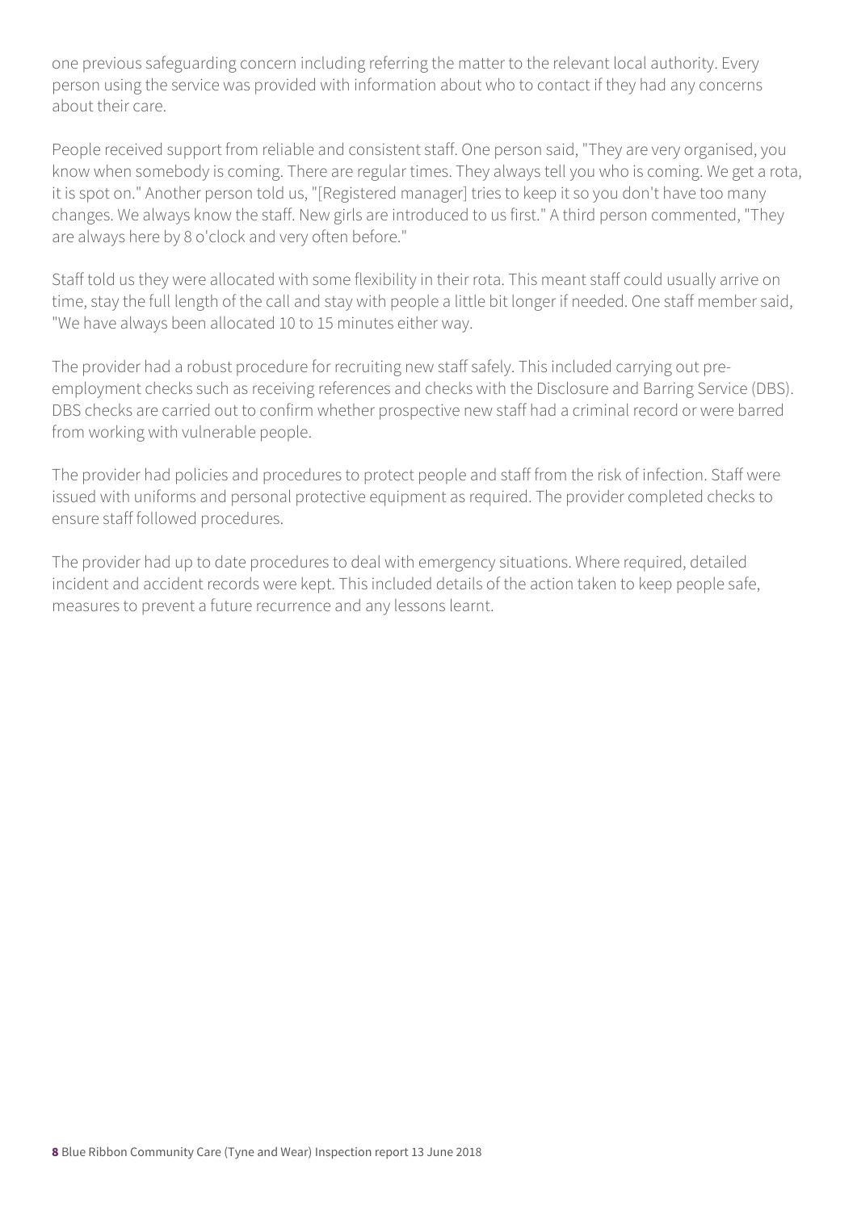one previous safeguarding concern including referring the matter to the relevant local authority. Every person using the service was provided with information about who to contact if they had any concerns about their care.

People received support from reliable and consistent staff. One person said, "They are very organised, you know when somebody is coming. There are regular times. They always tell you who is coming. We get a rota, it is spot on." Another person told us, "[Registered manager] tries to keep it so you don't have too many changes. We always know the staff. New girls are introduced to us first." A third person commented, "They are always here by 8 o'clock and very often before."

Staff told us they were allocated with some flexibility in their rota. This meant staff could usually arrive on time, stay the full length of the call and stay with people a little bit longer if needed. One staff member said, "We have always been allocated 10 to 15 minutes either way.

The provider had a robust procedure for recruiting new staff safely. This included carrying out pre-employment checks such as receiving references and checks with the Disclosure and Barring Service (DBS). DBS checks are carried out to confirm whether prospective new staff had a criminal record or were barred from working with vulnerable people.

The provider had policies and procedures to protect people and staff from the risk of infection. Staff were issued with uniforms and personal protective equipment as required. The provider completed checks to ensure staff followed procedures.

The provider had up to date procedures to deal with emergency situations. Where required, detailed incident and accident records were kept. This included details of the action taken to keep people safe, measures to prevent a future recurrence and any lessons learnt.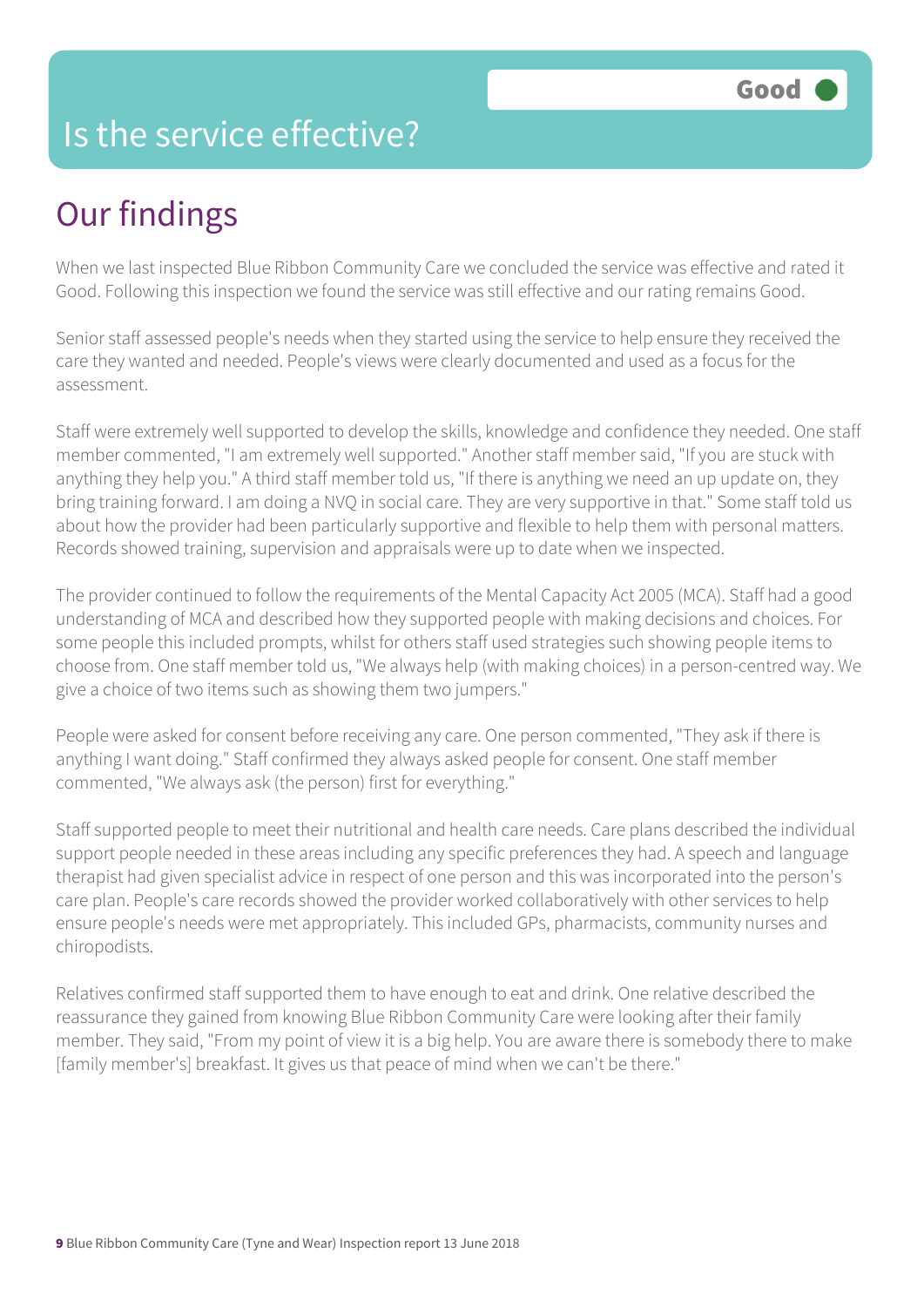# Is the service effective?

**Good**

## Our findings

When we last inspected Blue Ribbon Community Care we concluded the service was effective and rated it Good. Following this inspection we found the service was still effective and our rating remains Good.

Senior staff assessed people's needs when they started using the service to help ensure they received the care they wanted and needed. People's views were clearly documented and used as a focus for the assessment.

Staff were extremely well supported to develop the skills, knowledge and confidence they needed. One staff member commented, "I am extremely well supported." Another staff member said, "If you are stuck with anything they help you." A third staff member told us, "If there is anything we need an up update on, they bring training forward. I am doing a NVQ in social care. They are very supportive in that." Some staff told us about how the provider had been particularly supportive and flexible to help them with personal matters. Records showed training, supervision and appraisals were up to date when we inspected.

The provider continued to follow the requirements of the Mental Capacity Act 2005 (MCA). Staff had a good understanding of MCA and described how they supported people with making decisions and choices. For some people this included prompts, whilst for others staff used strategies such showing people items to choose from. One staff member told us, "We always help (with making choices) in a person-centred way. We give a choice of two items such as showing them two jumpers."

People were asked for consent before receiving any care. One person commented, "They ask if there is anything I want doing." Staff confirmed they always asked people for consent. One staff member commented, "We always ask (the person) first for everything."

Staff supported people to meet their nutritional and health care needs. Care plans described the individual support people needed in these areas including any specific preferences they had. A speech and language therapist had given specialist advice in respect of one person and this was incorporated into the person's care plan. People's care records showed the provider worked collaboratively with other services to help ensure people's needs were met appropriately. This included GPs, pharmacists, community nurses and chiropodists.

Relatives confirmed staff supported them to have enough to eat and drink. One relative described the reassurance they gained from knowing Blue Ribbon Community Care were looking after their family member. They said, "From my point of view it is a big help. You are aware there is somebody there to make [family member's] breakfast. It gives us that peace of mind when we can't be there."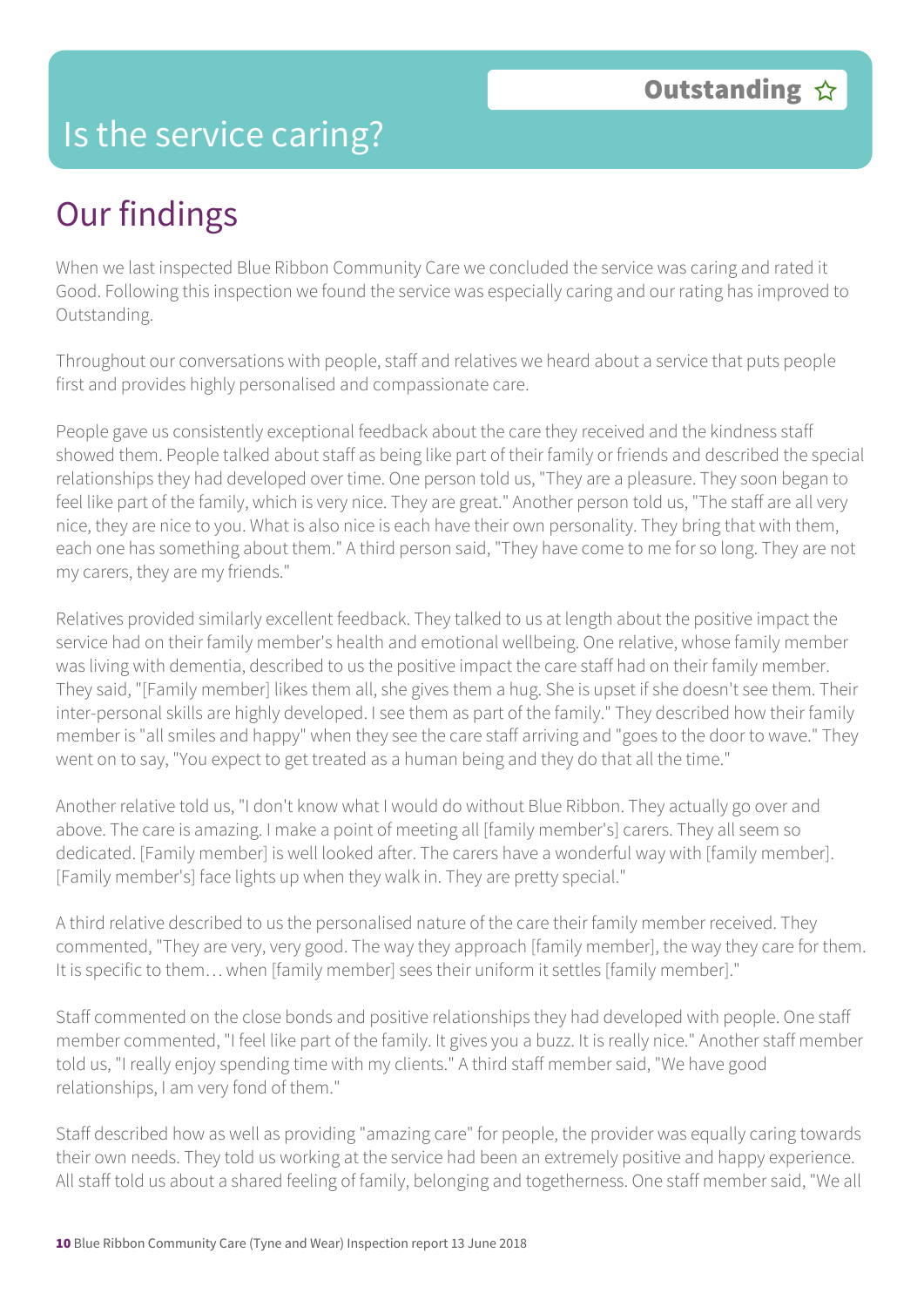# Is the service caring?

**Outstanding** ☆

## Our findings

When we last inspected Blue Ribbon Community Care we concluded the service was caring and rated it Good. Following this inspection we found the service was especially caring and our rating has improved to Outstanding.

Throughout our conversations with people, staff and relatives we heard about a service that puts people first and provides highly personalised and compassionate care.

People gave us consistently exceptional feedback about the care they received and the kindness staff showed them. People talked about staff as being like part of their family or friends and described the special relationships they had developed over time. One person told us, "They are a pleasure. They soon began to feel like part of the family, which is very nice. They are great." Another person told us, "The staff are all very nice, they are nice to you. What is also nice is each have their own personality. They bring that with them, each one has something about them." A third person said, "They have come to me for so long. They are not my carers, they are my friends."

Relatives provided similarly excellent feedback. They talked to us at length about the positive impact the service had on their family member's health and emotional wellbeing. One relative, whose family member was living with dementia, described to us the positive impact the care staff had on their family member. They said, "[Family member] likes them all, she gives them a hug. She is upset if she doesn't see them. Their inter-personal skills are highly developed. I see them as part of the family." They described how their family member is "all smiles and happy" when they see the care staff arriving and "goes to the door to wave." They went on to say, "You expect to get treated as a human being and they do that all the time."

Another relative told us, "I don't know what I would do without Blue Ribbon. They actually go over and above. The care is amazing. I make a point of meeting all [family member's] carers. They all seem so dedicated. [Family member] is well looked after. The carers have a wonderful way with [family member]. [Family member's] face lights up when they walk in. They are pretty special."

A third relative described to us the personalised nature of the care their family member received. They commented, "They are very, very good. The way they approach [family member], the way they care for them. It is specific to them… when [family member] sees their uniform it settles [family member]."

Staff commented on the close bonds and positive relationships they had developed with people. One staff member commented, "I feel like part of the family. It gives you a buzz. It is really nice." Another staff member told us, "I really enjoy spending time with my clients." A third staff member said, "We have good relationships, I am very fond of them."

Staff described how as well as providing "amazing care" for people, the provider was equally caring towards their own needs. They told us working at the service had been an extremely positive and happy experience. All staff told us about a shared feeling of family, belonging and togetherness. One staff member said, "We all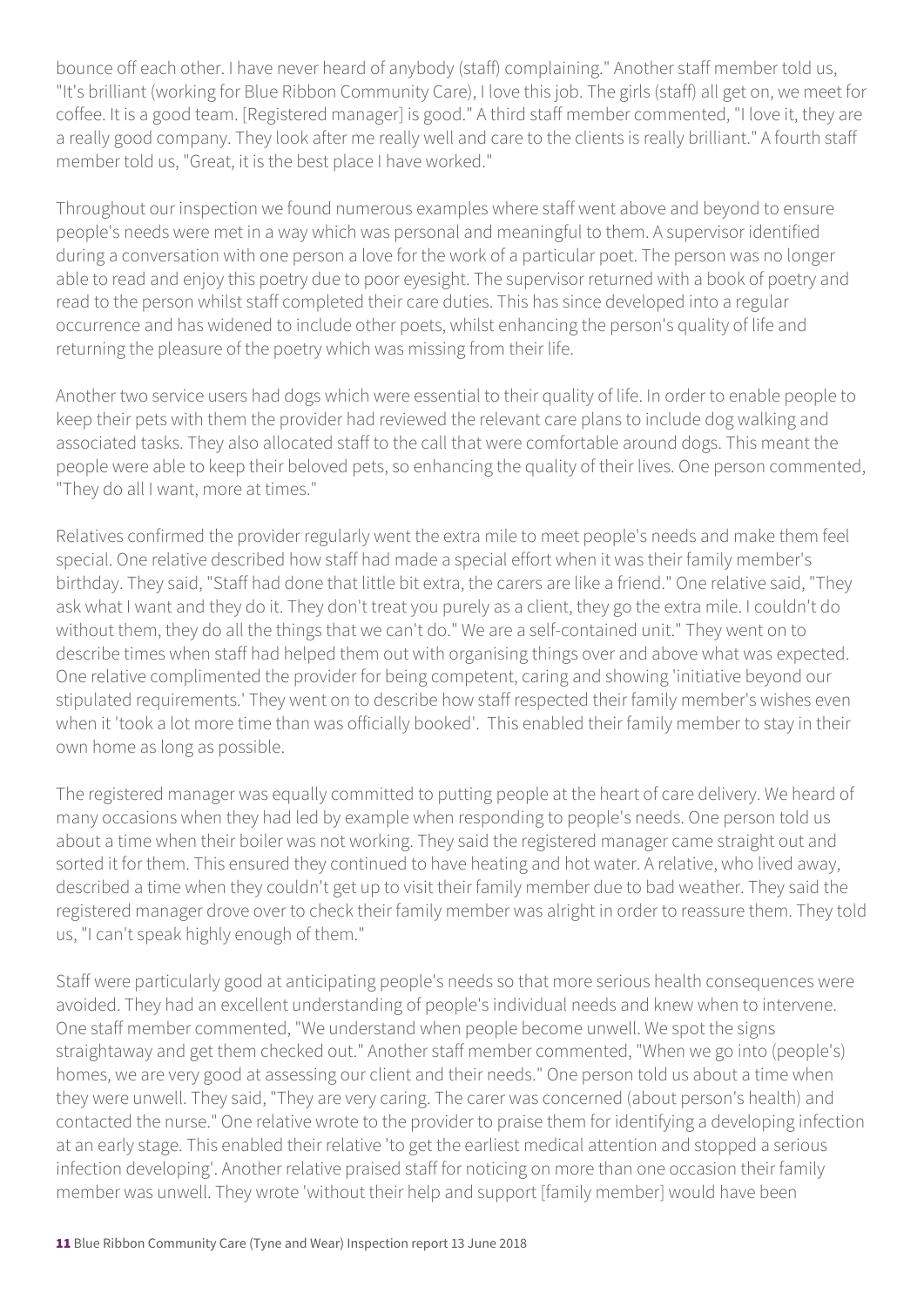bounce off each other. I have never heard of anybody (staff) complaining." Another staff member told us, "It's brilliant (working for Blue Ribbon Community Care), I love this job. The girls (staff) all get on, we meet for coffee. It is a good team. [Registered manager] is good." A third staff member commented, "I love it, they are a really good company. They look after me really well and care to the clients is really brilliant." A fourth staff member told us, "Great, it is the best place I have worked."

Throughout our inspection we found numerous examples where staff went above and beyond to ensure people's needs were met in a way which was personal and meaningful to them. A supervisor identified during a conversation with one person a love for the work of a particular poet. The person was no longer able to read and enjoy this poetry due to poor eyesight. The supervisor returned with a book of poetry and read to the person whilst staff completed their care duties. This has since developed into a regular occurrence and has widened to include other poets, whilst enhancing the person's quality of life and returning the pleasure of the poetry which was missing from their life.

Another two service users had dogs which were essential to their quality of life. In order to enable people to keep their pets with them the provider had reviewed the relevant care plans to include dog walking and associated tasks. They also allocated staff to the call that were comfortable around dogs. This meant the people were able to keep their beloved pets, so enhancing the quality of their lives. One person commented, "They do all I want, more at times."

Relatives confirmed the provider regularly went the extra mile to meet people's needs and make them feel special. One relative described how staff had made a special effort when it was their family member's birthday. They said, "Staff had done that little bit extra, the carers are like a friend." One relative said, "They ask what I want and they do it. They don't treat you purely as a client, they go the extra mile. I couldn't do without them, they do all the things that we can't do." We are a self-contained unit." They went on to describe times when staff had helped them out with organising things over and above what was expected. One relative complimented the provider for being competent, caring and showing 'initiative beyond our stipulated requirements.' They went on to describe how staff respected their family member's wishes even when it 'took a lot more time than was officially booked'. This enabled their family member to stay in their own home as long as possible.

The registered manager was equally committed to putting people at the heart of care delivery. We heard of many occasions when they had led by example when responding to people's needs. One person told us about a time when their boiler was not working. They said the registered manager came straight out and sorted it for them. This ensured they continued to have heating and hot water. A relative, who lived away, described a time when they couldn't get up to visit their family member due to bad weather. They said the registered manager drove over to check their family member was alright in order to reassure them. They told us, "I can't speak highly enough of them."

Staff were particularly good at anticipating people's needs so that more serious health consequences were avoided. They had an excellent understanding of people's individual needs and knew when to intervene. One staff member commented, "We understand when people become unwell. We spot the signs straightaway and get them checked out." Another staff member commented, "When we go into (people's) homes, we are very good at assessing our client and their needs." One person told us about a time when they were unwell. They said, "They are very caring. The carer was concerned (about person's health) and contacted the nurse." One relative wrote to the provider to praise them for identifying a developing infection at an early stage. This enabled their relative 'to get the earliest medical attention and stopped a serious infection developing'. Another relative praised staff for noticing on more than one occasion their family member was unwell. They wrote 'without their help and support [family member] would have been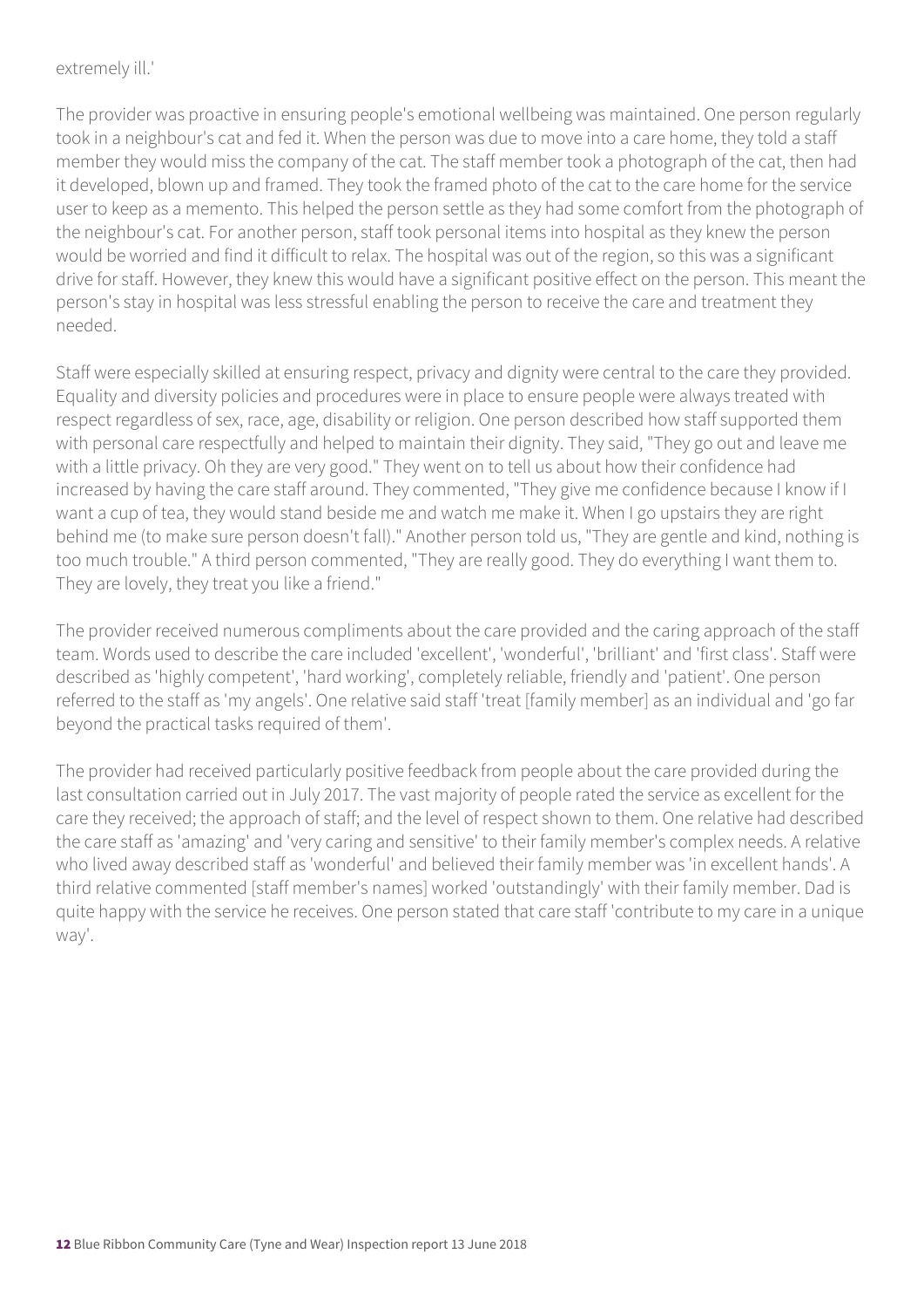extremely ill.'

The provider was proactive in ensuring people's emotional wellbeing was maintained. One person regularly took in a neighbour's cat and fed it. When the person was due to move into a care home, they told a staff member they would miss the company of the cat. The staff member took a photograph of the cat, then had it developed, blown up and framed. They took the framed photo of the cat to the care home for the service user to keep as a memento. This helped the person settle as they had some comfort from the photograph of the neighbour's cat. For another person, staff took personal items into hospital as they knew the person would be worried and find it difficult to relax. The hospital was out of the region, so this was a significant drive for staff. However, they knew this would have a significant positive effect on the person. This meant the person's stay in hospital was less stressful enabling the person to receive the care and treatment they needed.

Staff were especially skilled at ensuring respect, privacy and dignity were central to the care they provided. Equality and diversity policies and procedures were in place to ensure people were always treated with respect regardless of sex, race, age, disability or religion. One person described how staff supported them with personal care respectfully and helped to maintain their dignity. They said, "They go out and leave me with a little privacy. Oh they are very good." They went on to tell us about how their confidence had increased by having the care staff around. They commented, "They give me confidence because I know if I want a cup of tea, they would stand beside me and watch me make it. When I go upstairs they are right behind me (to make sure person doesn't fall)." Another person told us, "They are gentle and kind, nothing is too much trouble." A third person commented, "They are really good. They do everything I want them to. They are lovely, they treat you like a friend."

The provider received numerous compliments about the care provided and the caring approach of the staff team. Words used to describe the care included 'excellent', 'wonderful', 'brilliant' and 'first class'. Staff were described as 'highly competent', 'hard working', completely reliable, friendly and 'patient'. One person referred to the staff as 'my angels'. One relative said staff 'treat [family member] as an individual and 'go far beyond the practical tasks required of them'.

The provider had received particularly positive feedback from people about the care provided during the last consultation carried out in July 2017. The vast majority of people rated the service as excellent for the care they received; the approach of staff; and the level of respect shown to them. One relative had described the care staff as 'amazing' and 'very caring and sensitive' to their family member's complex needs. A relative who lived away described staff as 'wonderful' and believed their family member was 'in excellent hands'. A third relative commented [staff member's names] worked 'outstandingly' with their family member. Dad is quite happy with the service he receives. One person stated that care staff 'contribute to my care in a unique way'.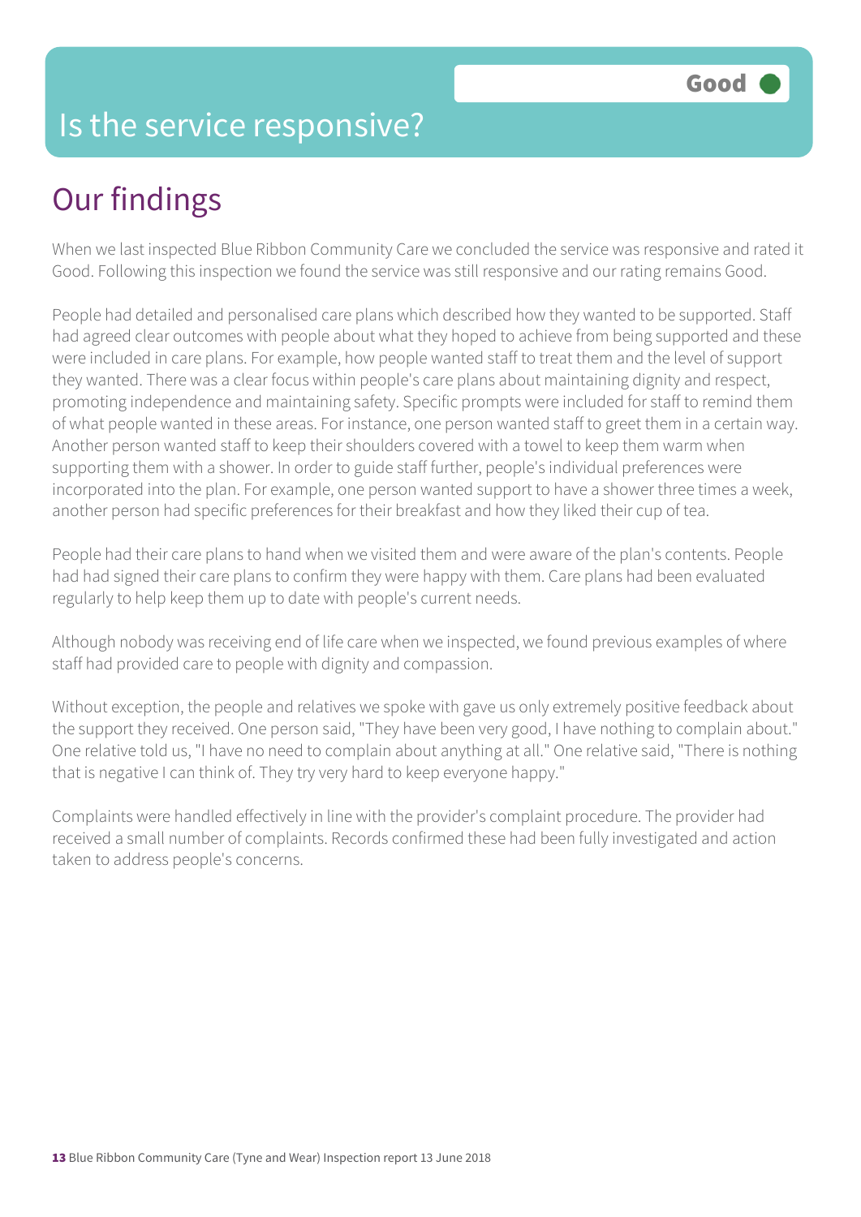# Is the service responsive?

**Good**

## Our findings

When we last inspected Blue Ribbon Community Care we concluded the service was responsive and rated it Good. Following this inspection we found the service was still responsive and our rating remains Good.

People had detailed and personalised care plans which described how they wanted to be supported. Staff had agreed clear outcomes with people about what they hoped to achieve from being supported and these were included in care plans. For example, how people wanted staff to treat them and the level of support they wanted. There was a clear focus within people's care plans about maintaining dignity and respect, promoting independence and maintaining safety. Specific prompts were included for staff to remind them of what people wanted in these areas. For instance, one person wanted staff to greet them in a certain way. Another person wanted staff to keep their shoulders covered with a towel to keep them warm when supporting them with a shower. In order to guide staff further, people's individual preferences were incorporated into the plan. For example, one person wanted support to have a shower three times a week, another person had specific preferences for their breakfast and how they liked their cup of tea.

People had their care plans to hand when we visited them and were aware of the plan's contents. People had had signed their care plans to confirm they were happy with them. Care plans had been evaluated regularly to help keep them up to date with people's current needs.

Although nobody was receiving end of life care when we inspected, we found previous examples of where staff had provided care to people with dignity and compassion.

Without exception, the people and relatives we spoke with gave us only extremely positive feedback about the support they received. One person said, "They have been very good, I have nothing to complain about." One relative told us, "I have no need to complain about anything at all." One relative said, "There is nothing that is negative I can think of. They try very hard to keep everyone happy."

Complaints were handled effectively in line with the provider's complaint procedure. The provider had received a small number of complaints. Records confirmed these had been fully investigated and action taken to address people's concerns.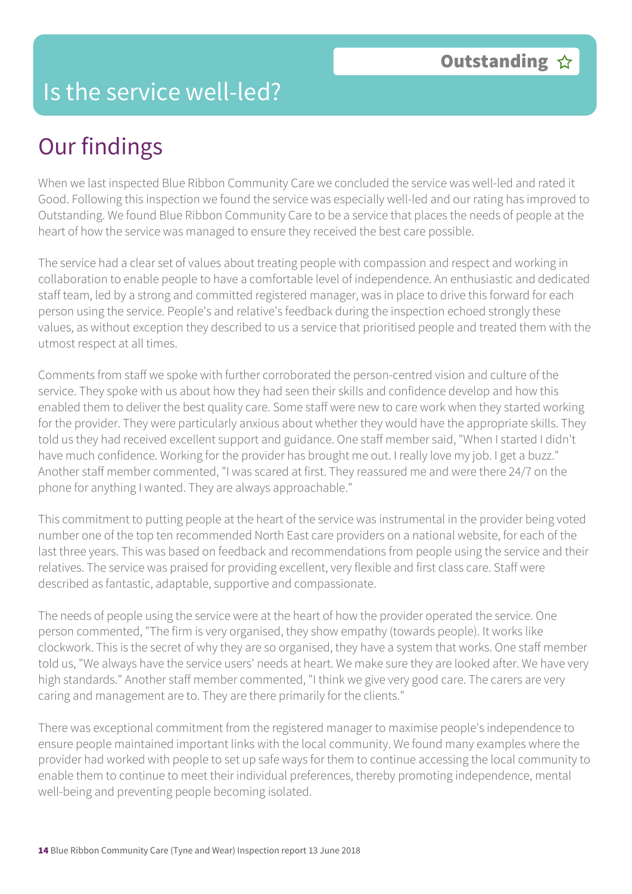# Is the service well-led?

**Outstanding** ☆

## Our findings

When we last inspected Blue Ribbon Community Care we concluded the service was well-led and rated it Good. Following this inspection we found the service was especially well-led and our rating has improved to Outstanding. We found Blue Ribbon Community Care to be a service that places the needs of people at the heart of how the service was managed to ensure they received the best care possible.

The service had a clear set of values about treating people with compassion and respect and working in collaboration to enable people to have a comfortable level of independence. An enthusiastic and dedicated staff team, led by a strong and committed registered manager, was in place to drive this forward for each person using the service. People's and relative's feedback during the inspection echoed strongly these values, as without exception they described to us a service that prioritised people and treated them with the utmost respect at all times.

Comments from staff we spoke with further corroborated the person-centred vision and culture of the service. They spoke with us about how they had seen their skills and confidence develop and how this enabled them to deliver the best quality care. Some staff were new to care work when they started working for the provider. They were particularly anxious about whether they would have the appropriate skills. They told us they had received excellent support and guidance. One staff member said, "When I started I didn't have much confidence. Working for the provider has brought me out. I really love my job. I get a buzz." Another staff member commented, "I was scared at first. They reassured me and were there 24/7 on the phone for anything I wanted. They are always approachable."

This commitment to putting people at the heart of the service was instrumental in the provider being voted number one of the top ten recommended North East care providers on a national website, for each of the last three years. This was based on feedback and recommendations from people using the service and their relatives. The service was praised for providing excellent, very flexible and first class care. Staff were described as fantastic, adaptable, supportive and compassionate.

The needs of people using the service were at the heart of how the provider operated the service. One person commented, "The firm is very organised, they show empathy (towards people). It works like clockwork. This is the secret of why they are so organised, they have a system that works. One staff member told us, "We always have the service users' needs at heart. We make sure they are looked after. We have very high standards." Another staff member commented, "I think we give very good care. The carers are very caring and management are to. They are there primarily for the clients."

There was exceptional commitment from the registered manager to maximise people's independence to ensure people maintained important links with the local community. We found many examples where the provider had worked with people to set up safe ways for them to continue accessing the local community to enable them to continue to meet their individual preferences, thereby promoting independence, mental well-being and preventing people becoming isolated.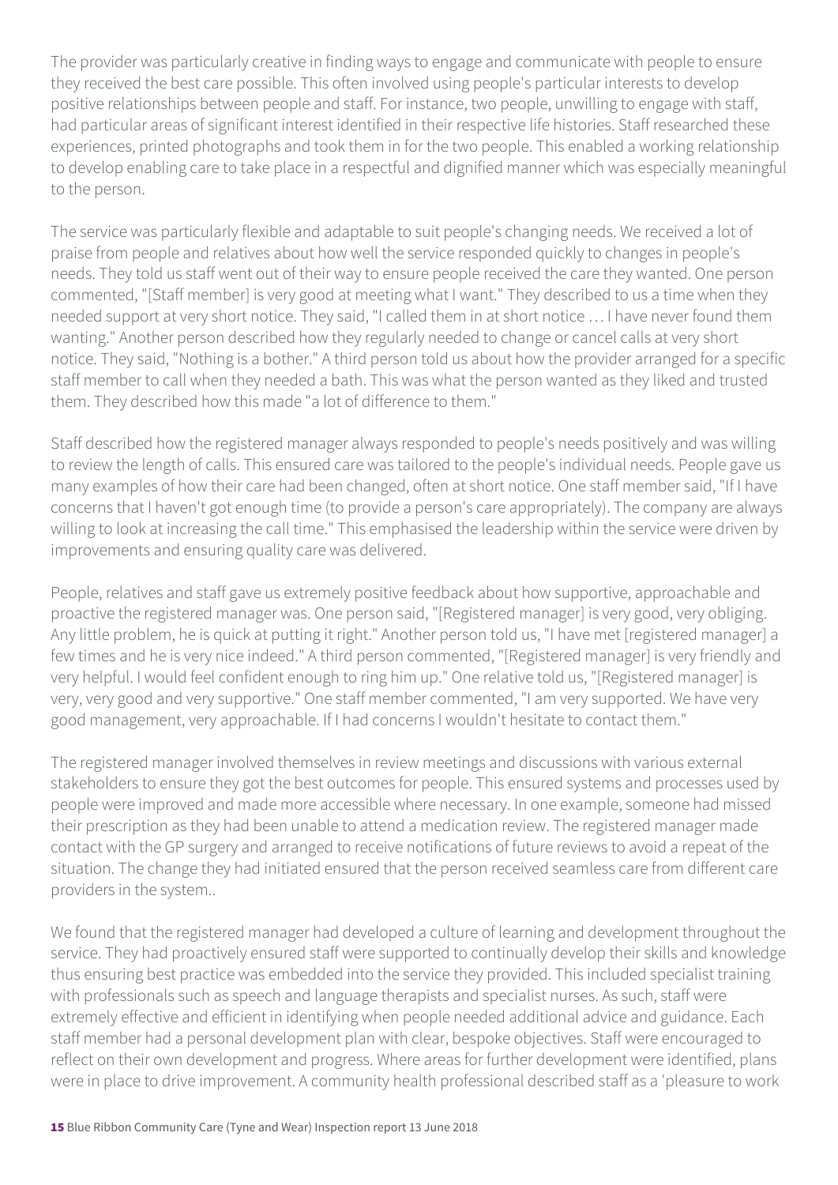The provider was particularly creative in finding ways to engage and communicate with people to ensure they received the best care possible. This often involved using people's particular interests to develop positive relationships between people and staff. For instance, two people, unwilling to engage with staff, had particular areas of significant interest identified in their respective life histories. Staff researched these experiences, printed photographs and took them in for the two people. This enabled a working relationship to develop enabling care to take place in a respectful and dignified manner which was especially meaningful to the person.

The service was particularly flexible and adaptable to suit people's changing needs. We received a lot of praise from people and relatives about how well the service responded quickly to changes in people's needs. They told us staff went out of their way to ensure people received the care they wanted. One person commented, "[Staff member] is very good at meeting what I want." They described to us a time when they needed support at very short notice. They said, "I called them in at short notice … I have never found them wanting." Another person described how they regularly needed to change or cancel calls at very short notice. They said, "Nothing is a bother." A third person told us about how the provider arranged for a specific staff member to call when they needed a bath. This was what the person wanted as they liked and trusted them. They described how this made "a lot of difference to them."

Staff described how the registered manager always responded to people's needs positively and was willing to review the length of calls. This ensured care was tailored to the people's individual needs. People gave us many examples of how their care had been changed, often at short notice. One staff member said, "If I have concerns that I haven't got enough time (to provide a person's care appropriately). The company are always willing to look at increasing the call time." This emphasised the leadership within the service were driven by improvements and ensuring quality care was delivered.

People, relatives and staff gave us extremely positive feedback about how supportive, approachable and proactive the registered manager was. One person said, "[Registered manager] is very good, very obliging. Any little problem, he is quick at putting it right." Another person told us, "I have met [registered manager] a few times and he is very nice indeed." A third person commented, "[Registered manager] is very friendly and very helpful. I would feel confident enough to ring him up." One relative told us, "[Registered manager] is very, very good and very supportive." One staff member commented, "I am very supported. We have very good management, very approachable. If I had concerns I wouldn't hesitate to contact them."

The registered manager involved themselves in review meetings and discussions with various external stakeholders to ensure they got the best outcomes for people. This ensured systems and processes used by people were improved and made more accessible where necessary. In one example, someone had missed their prescription as they had been unable to attend a medication review. The registered manager made contact with the GP surgery and arranged to receive notifications of future reviews to avoid a repeat of the situation. The change they had initiated ensured that the person received seamless care from different care providers in the system..

We found that the registered manager had developed a culture of learning and development throughout the service. They had proactively ensured staff were supported to continually develop their skills and knowledge thus ensuring best practice was embedded into the service they provided. This included specialist training with professionals such as speech and language therapists and specialist nurses. As such, staff were extremely effective and efficient in identifying when people needed additional advice and guidance. Each staff member had a personal development plan with clear, bespoke objectives. Staff were encouraged to reflect on their own development and progress. Where areas for further development were identified, plans were in place to drive improvement. A community health professional described staff as a 'pleasure to work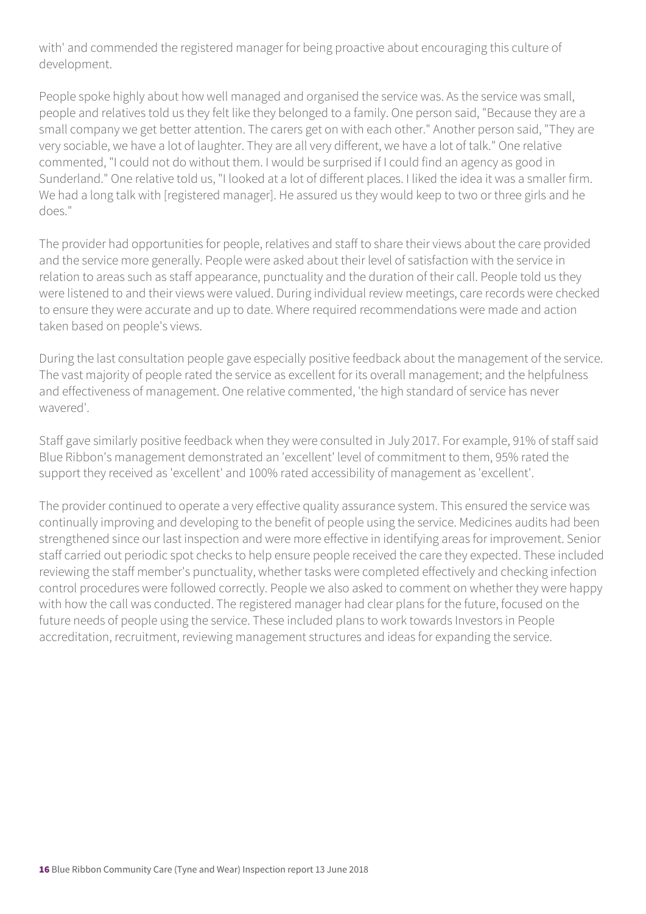with' and commended the registered manager for being proactive about encouraging this culture of development.

People spoke highly about how well managed and organised the service was. As the service was small, people and relatives told us they felt like they belonged to a family. One person said, "Because they are a small company we get better attention. The carers get on with each other." Another person said, "They are very sociable, we have a lot of laughter. They are all very different, we have a lot of talk." One relative commented, "I could not do without them. I would be surprised if I could find an agency as good in Sunderland." One relative told us, "I looked at a lot of different places. I liked the idea it was a smaller firm. We had a long talk with [registered manager]. He assured us they would keep to two or three girls and he does."

The provider had opportunities for people, relatives and staff to share their views about the care provided and the service more generally. People were asked about their level of satisfaction with the service in relation to areas such as staff appearance, punctuality and the duration of their call. People told us they were listened to and their views were valued. During individual review meetings, care records were checked to ensure they were accurate and up to date. Where required recommendations were made and action taken based on people's views.

During the last consultation people gave especially positive feedback about the management of the service. The vast majority of people rated the service as excellent for its overall management; and the helpfulness and effectiveness of management. One relative commented, 'the high standard of service has never wavered'.

Staff gave similarly positive feedback when they were consulted in July 2017. For example, 91% of staff said Blue Ribbon's management demonstrated an 'excellent' level of commitment to them, 95% rated the support they received as 'excellent' and 100% rated accessibility of management as 'excellent'.

The provider continued to operate a very effective quality assurance system. This ensured the service was continually improving and developing to the benefit of people using the service. Medicines audits had been strengthened since our last inspection and were more effective in identifying areas for improvement. Senior staff carried out periodic spot checks to help ensure people received the care they expected. These included reviewing the staff member's punctuality, whether tasks were completed effectively and checking infection control procedures were followed correctly. People we also asked to comment on whether they were happy with how the call was conducted. The registered manager had clear plans for the future, focused on the future needs of people using the service. These included plans to work towards Investors in People accreditation, recruitment, reviewing management structures and ideas for expanding the service.